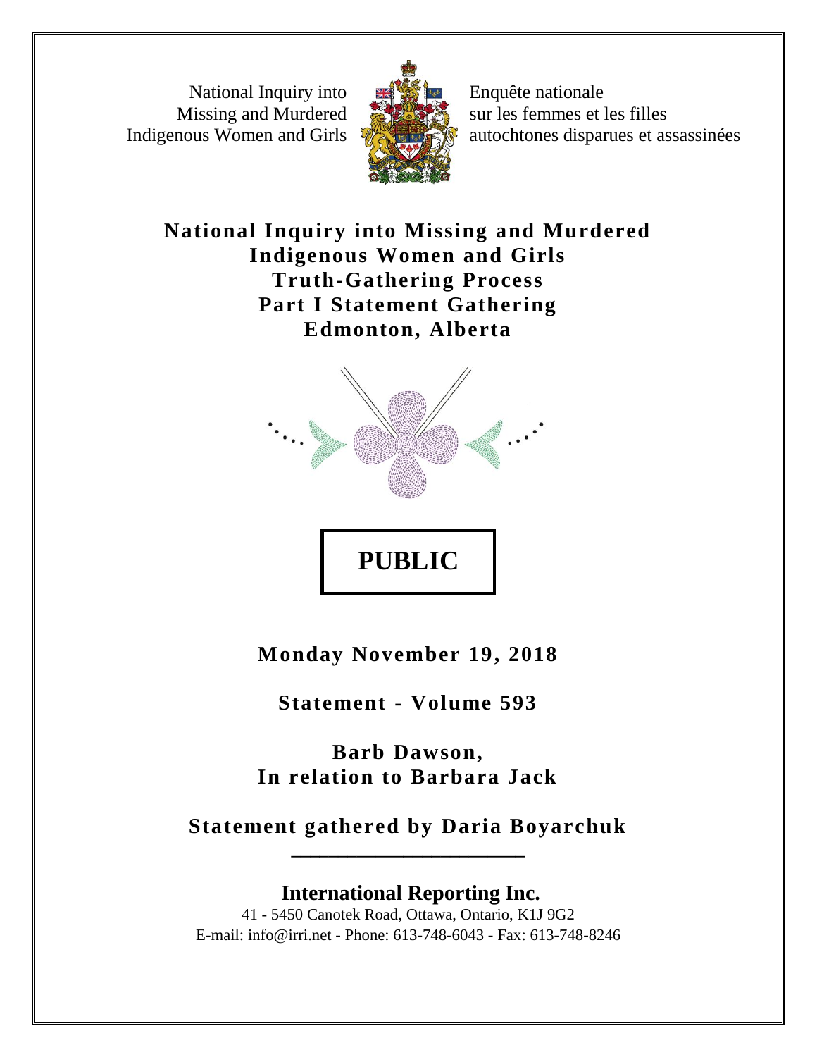National Inquiry into Missing and Murdered Indigenous Women and Girls

Enquête nationale sur les femmes et les filles autochtones disparues et assassinées

# National Inquiry into Missing and Murdered Indigenous Women and Girls
# Truth-Gathering Process
# Part I Statement Gathering
# Edmonton, Alberta

**PUBLIC**

**Monday November 19, 2018**

**Statement - Volume 593**

**Barb Dawson,**
**In relation to Barbara Jack**

**Statement gathered by Daria Boyarchuk**

**International Reporting Inc.**

41 - 5450 Canotek Road, Ottawa, Ontario, K1J 9G2
E-mail: info@irri.net - Phone: 613-748-6043 - Fax: 613-748-8246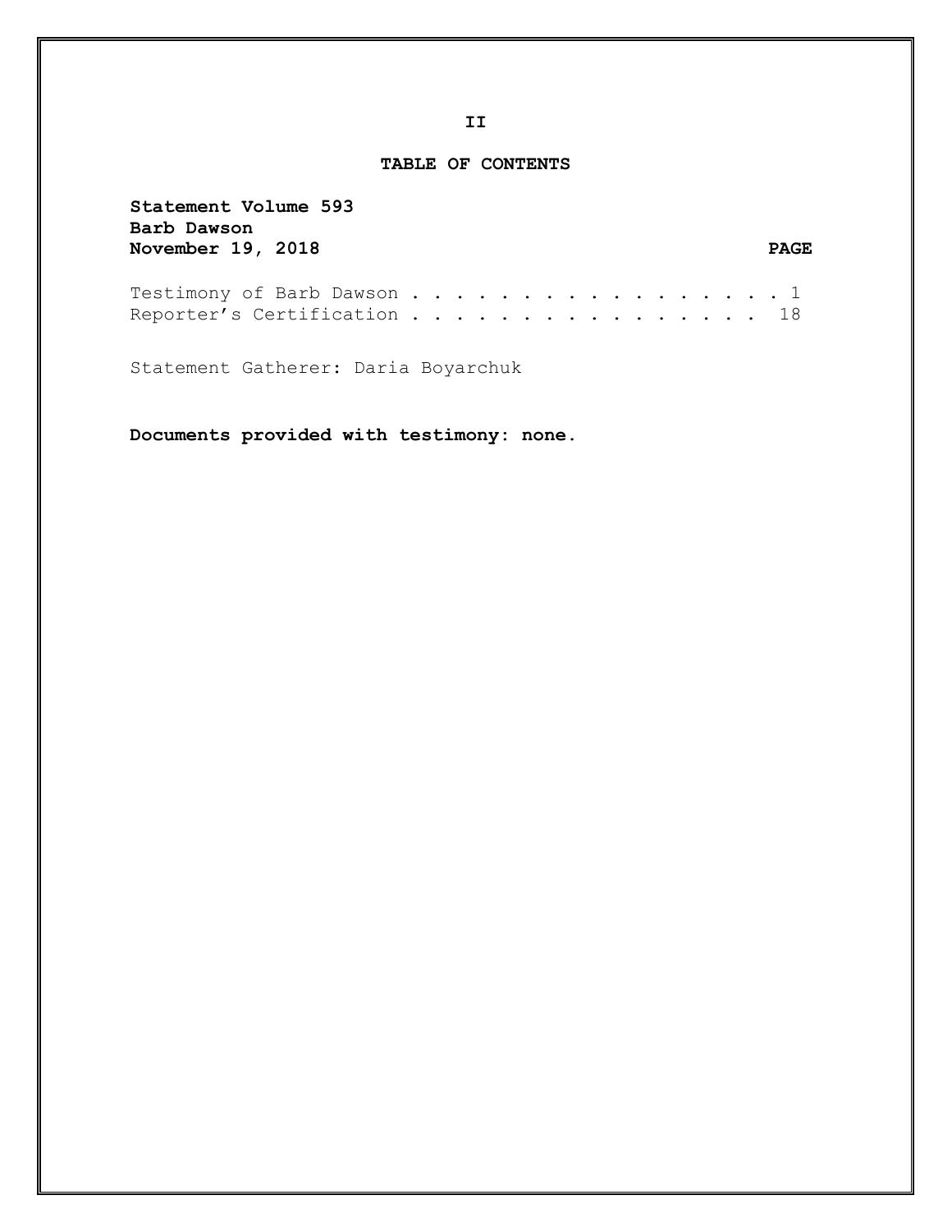## TABLE OF CONTENTS

**Statement Volume 593**
**Barb Dawson**
**November 19, 2018**

| | PAGE |
|---|---|
| Testimony of Barb Dawson | 1 |
| Reporter's Certification | 18 |

Statement Gatherer: Daria Boyarchuk

**Documents provided with testimony: none.**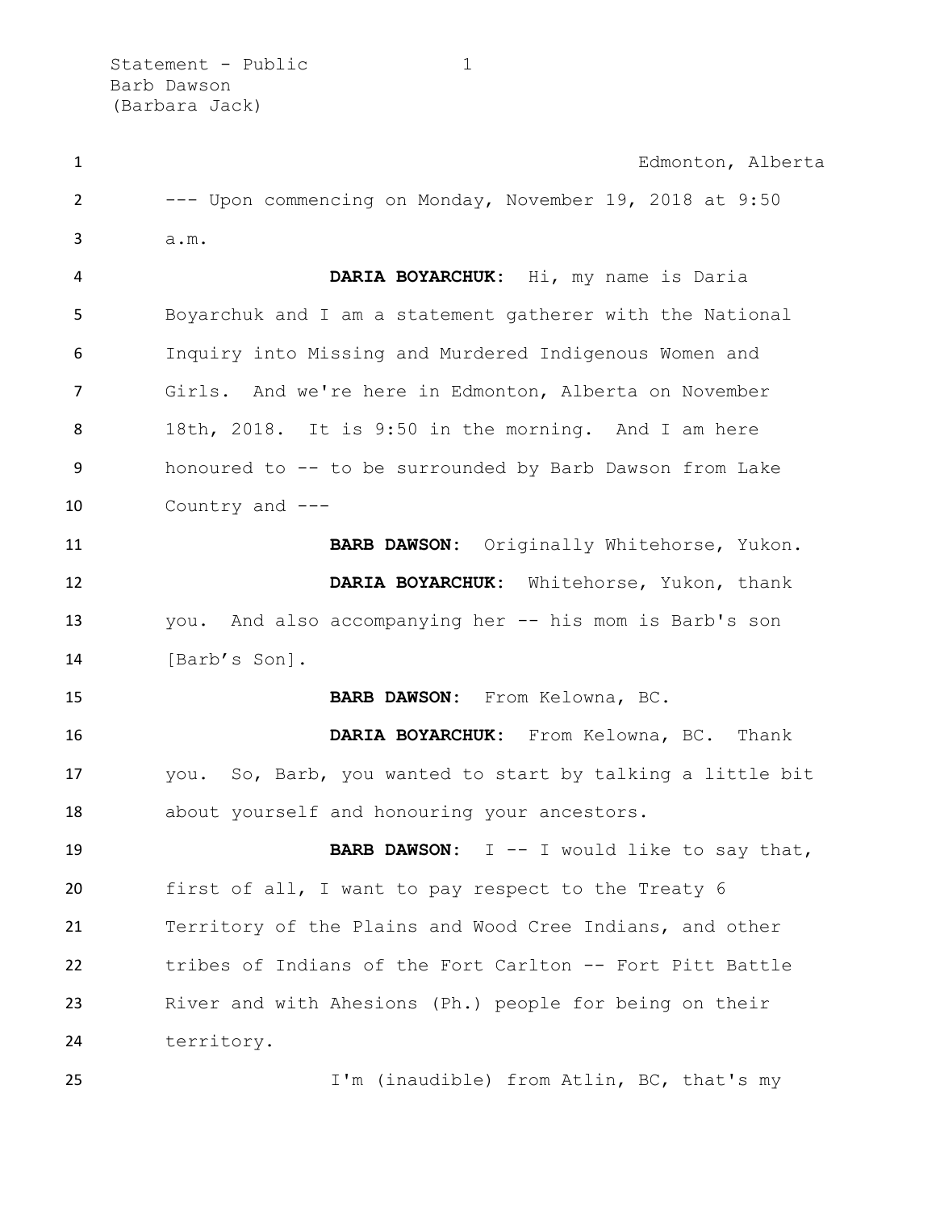Edmonton, Alberta

--- Upon commencing on Monday, November 19, 2018 at 9:50 a.m.

**DARIA BOYARCHUK:** Hi, my name is Daria Boyarchuk and I am a statement gatherer with the National Inquiry into Missing and Murdered Indigenous Women and Girls. And we're here in Edmonton, Alberta on November 18th, 2018. It is 9:50 in the morning. And I am here honoured to -- to be surrounded by Barb Dawson from Lake Country and ---

**BARB DAWSON:** Originally Whitehorse, Yukon.

**DARIA BOYARCHUK:** Whitehorse, Yukon, thank you. And also accompanying her -- his mom is Barb's son [Barb's Son].

**BARB DAWSON:** From Kelowna, BC.

**DARIA BOYARCHUK:** From Kelowna, BC. Thank you. So, Barb, you wanted to start by talking a little bit about yourself and honouring your ancestors.

**BARB DAWSON:** I -- I would like to say that, first of all, I want to pay respect to the Treaty 6 Territory of the Plains and Wood Cree Indians, and other tribes of Indians of the Fort Carlton -- Fort Pitt Battle River and with Ahesions (Ph.) people for being on their territory.

I'm (inaudible) from Atlin, BC, that's my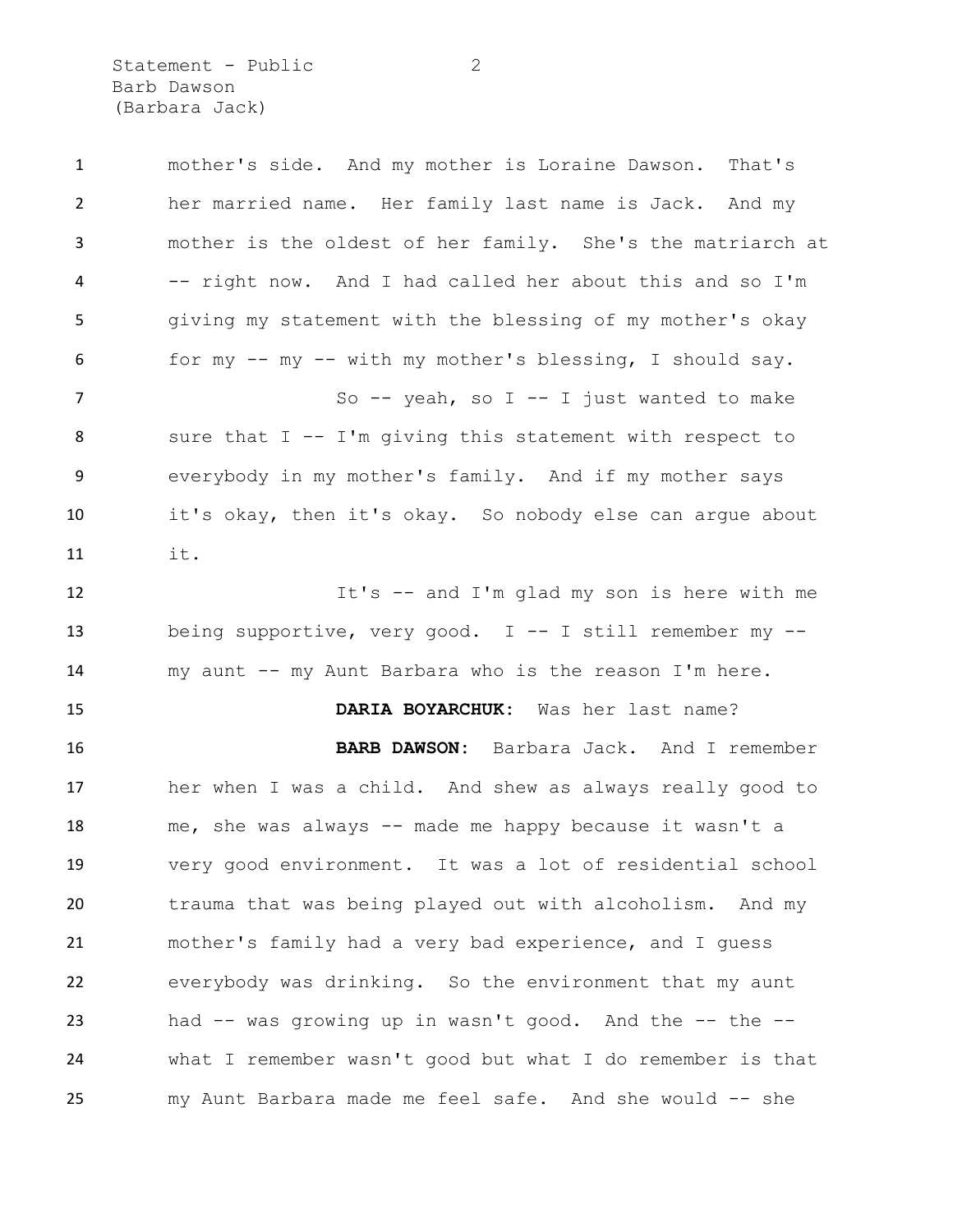mother's side. And my mother is Loraine Dawson. That's her married name. Her family last name is Jack. And my mother is the oldest of her family. She's the matriarch at -- right now. And I had called her about this and so I'm giving my statement with the blessing of my mother's okay for my -- my -- with my mother's blessing, I should say.

So -- yeah, so I -- I just wanted to make sure that I -- I'm giving this statement with respect to everybody in my mother's family. And if my mother says it's okay, then it's okay. So nobody else can argue about it.

It's -- and I'm glad my son is here with me being supportive, very good. I -- I still remember my -- my aunt -- my Aunt Barbara who is the reason I'm here.

**DARIA BOYARCHUK:** Was her last name?

**BARB DAWSON:** Barbara Jack. And I remember her when I was a child. And shew as always really good to me, she was always -- made me happy because it wasn't a very good environment. It was a lot of residential school trauma that was being played out with alcoholism. And my mother's family had a very bad experience, and I guess everybody was drinking. So the environment that my aunt had -- was growing up in wasn't good. And the -- the -- what I remember wasn't good but what I do remember is that my Aunt Barbara made me feel safe. And she would -- she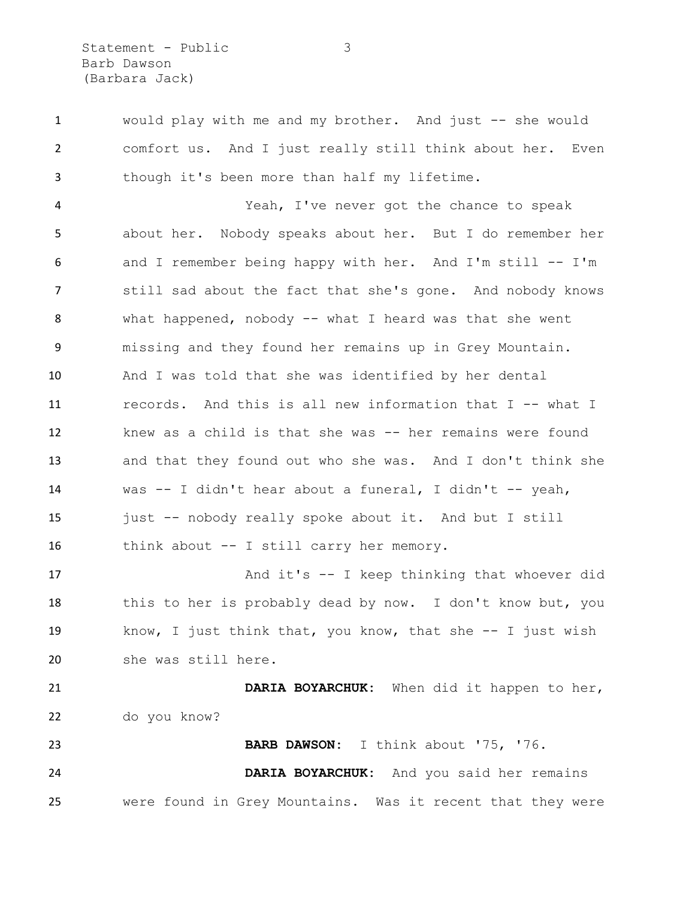would play with me and my brother. And just -- she would comfort us. And I just really still think about her. Even though it's been more than half my lifetime.

Yeah, I've never got the chance to speak about her. Nobody speaks about her. But I do remember her and I remember being happy with her. And I'm still -- I'm still sad about the fact that she's gone. And nobody knows what happened, nobody -- what I heard was that she went missing and they found her remains up in Grey Mountain. And I was told that she was identified by her dental records. And this is all new information that I -- what I knew as a child is that she was -- her remains were found and that they found out who she was. And I don't think she was -- I didn't hear about a funeral, I didn't -- yeah, just -- nobody really spoke about it. And but I still think about -- I still carry her memory.

And it's -- I keep thinking that whoever did this to her is probably dead by now. I don't know but, you know, I just think that, you know, that she -- I just wish she was still here.

**DARIA BOYARCHUK:** When did it happen to her, do you know?

**BARB DAWSON:** I think about '75, '76.

**DARIA BOYARCHUK:** And you said her remains were found in Grey Mountains. Was it recent that they were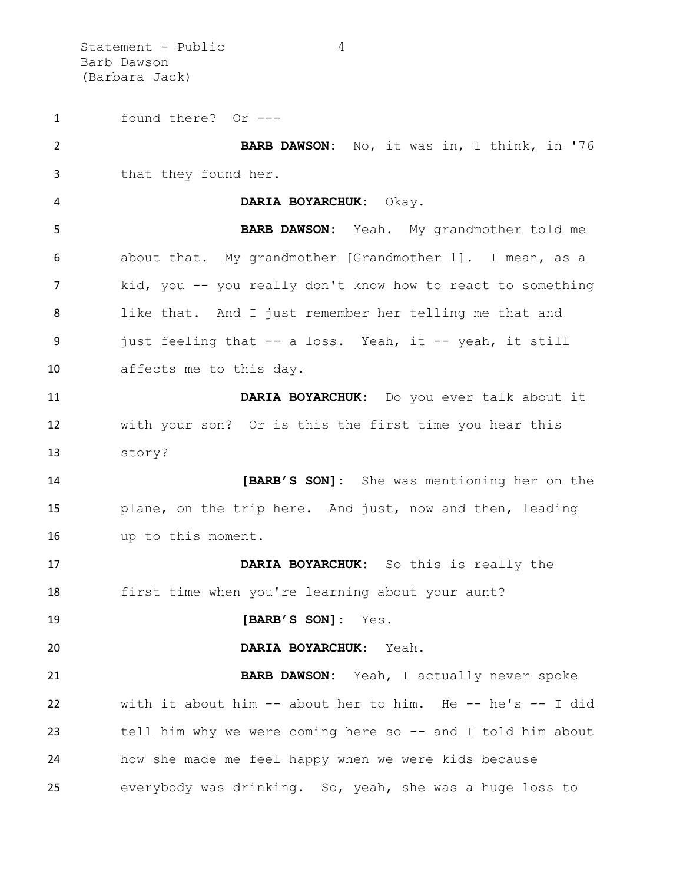found there? Or ---

**BARB DAWSON:** No, it was in, I think, in '76 that they found her.

**DARIA BOYARCHUK:** Okay.

**BARB DAWSON:** Yeah. My grandmother told me about that. My grandmother [Grandmother 1]. I mean, as a kid, you -- you really don't know how to react to something like that. And I just remember her telling me that and just feeling that -- a loss. Yeah, it -- yeah, it still affects me to this day.

**DARIA BOYARCHUK:** Do you ever talk about it with your son? Or is this the first time you hear this story?

**[BARB'S SON]:** She was mentioning her on the plane, on the trip here. And just, now and then, leading up to this moment.

**DARIA BOYARCHUK:** So this is really the first time when you're learning about your aunt?

**[BARB'S SON]:** Yes.

**DARIA BOYARCHUK:** Yeah.

**BARB DAWSON:** Yeah, I actually never spoke with it about him -- about her to him. He -- he's -- I did tell him why we were coming here so -- and I told him about how she made me feel happy when we were kids because everybody was drinking. So, yeah, she was a huge loss to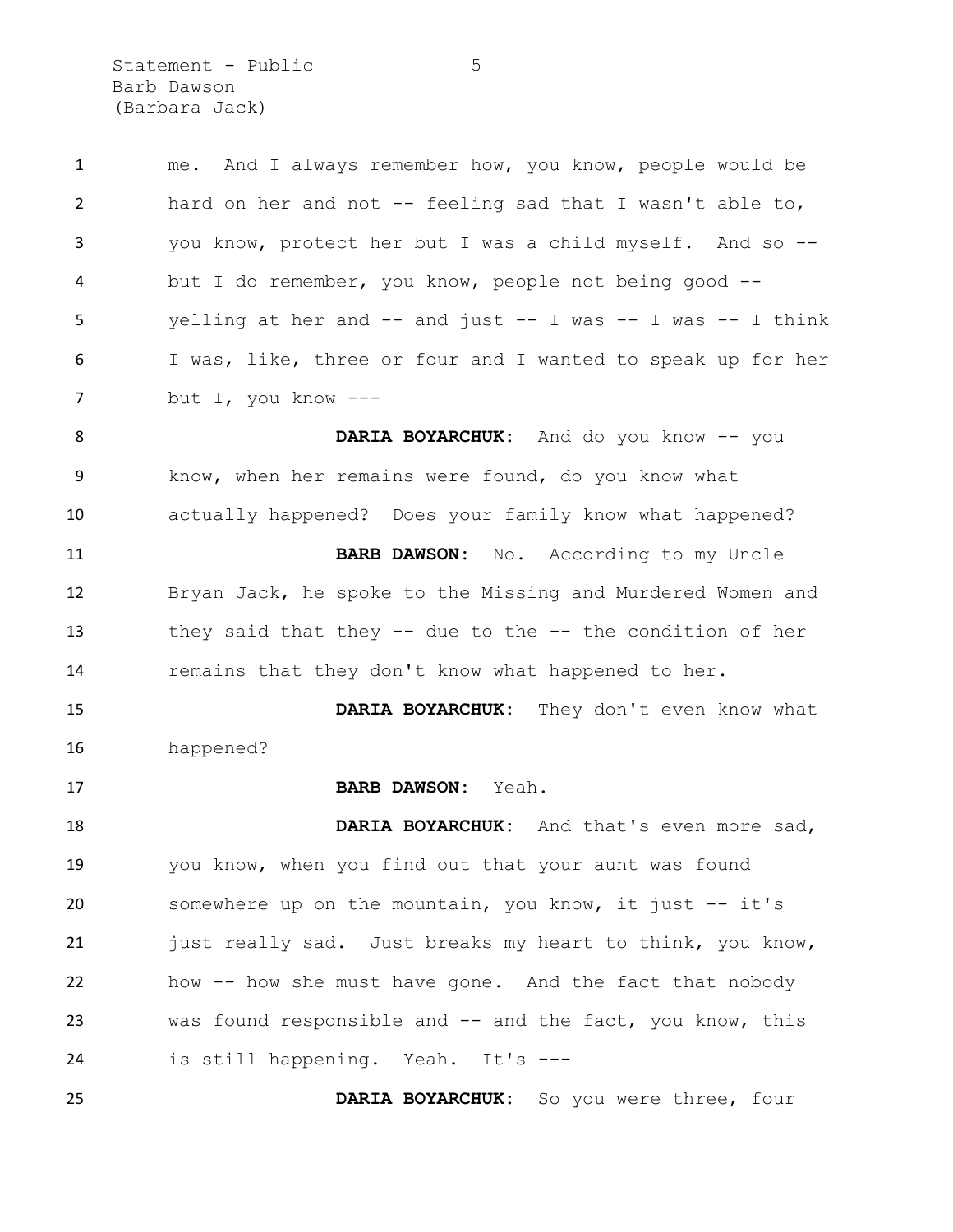me. And I always remember how, you know, people would be hard on her and not -- feeling sad that I wasn't able to, you know, protect her but I was a child myself. And so -- but I do remember, you know, people not being good -- yelling at her and -- and just -- I was -- I was -- I think I was, like, three or four and I wanted to speak up for her but I, you know ---

**DARIA BOYARCHUK:** And do you know -- you know, when her remains were found, do you know what actually happened? Does your family know what happened?

**BARB DAWSON:** No. According to my Uncle Bryan Jack, he spoke to the Missing and Murdered Women and they said that they -- due to the -- the condition of her remains that they don't know what happened to her.

**DARIA BOYARCHUK:** They don't even know what happened?

**BARB DAWSON:** Yeah.

**DARIA BOYARCHUK:** And that's even more sad, you know, when you find out that your aunt was found somewhere up on the mountain, you know, it just -- it's just really sad. Just breaks my heart to think, you know, how -- how she must have gone. And the fact that nobody was found responsible and -- and the fact, you know, this is still happening. Yeah. It's ---

**DARIA BOYARCHUK:** So you were three, four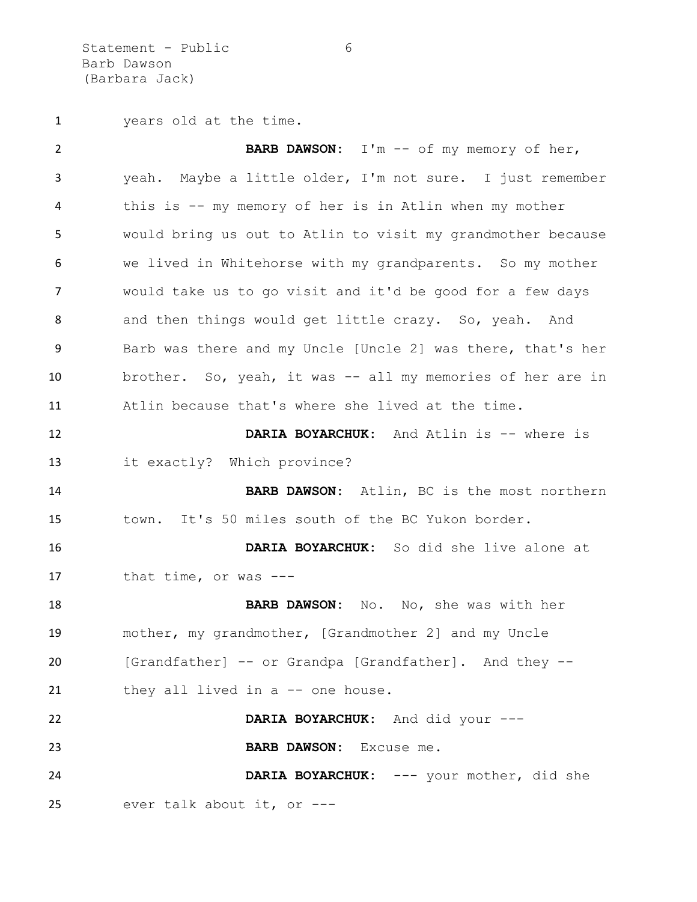years old at the time.

**BARB DAWSON:** I'm -- of my memory of her, yeah. Maybe a little older, I'm not sure. I just remember this is -- my memory of her is in Atlin when my mother would bring us out to Atlin to visit my grandmother because we lived in Whitehorse with my grandparents. So my mother would take us to go visit and it'd be good for a few days and then things would get little crazy. So, yeah. And Barb was there and my Uncle [Uncle 2] was there, that's her brother. So, yeah, it was -- all my memories of her are in Atlin because that's where she lived at the time.

**DARIA BOYARCHUK:** And Atlin is -- where is it exactly? Which province?

**BARB DAWSON:** Atlin, BC is the most northern town. It's 50 miles south of the BC Yukon border.

**DARIA BOYARCHUK:** So did she live alone at that time, or was ---

**BARB DAWSON:** No. No, she was with her mother, my grandmother, [Grandmother 2] and my Uncle [Grandfather] -- or Grandpa [Grandfather]. And they -- they all lived in a -- one house.

**DARIA BOYARCHUK:** And did your ---

**BARB DAWSON:** Excuse me.

**DARIA BOYARCHUK:** --- your mother, did she ever talk about it, or ---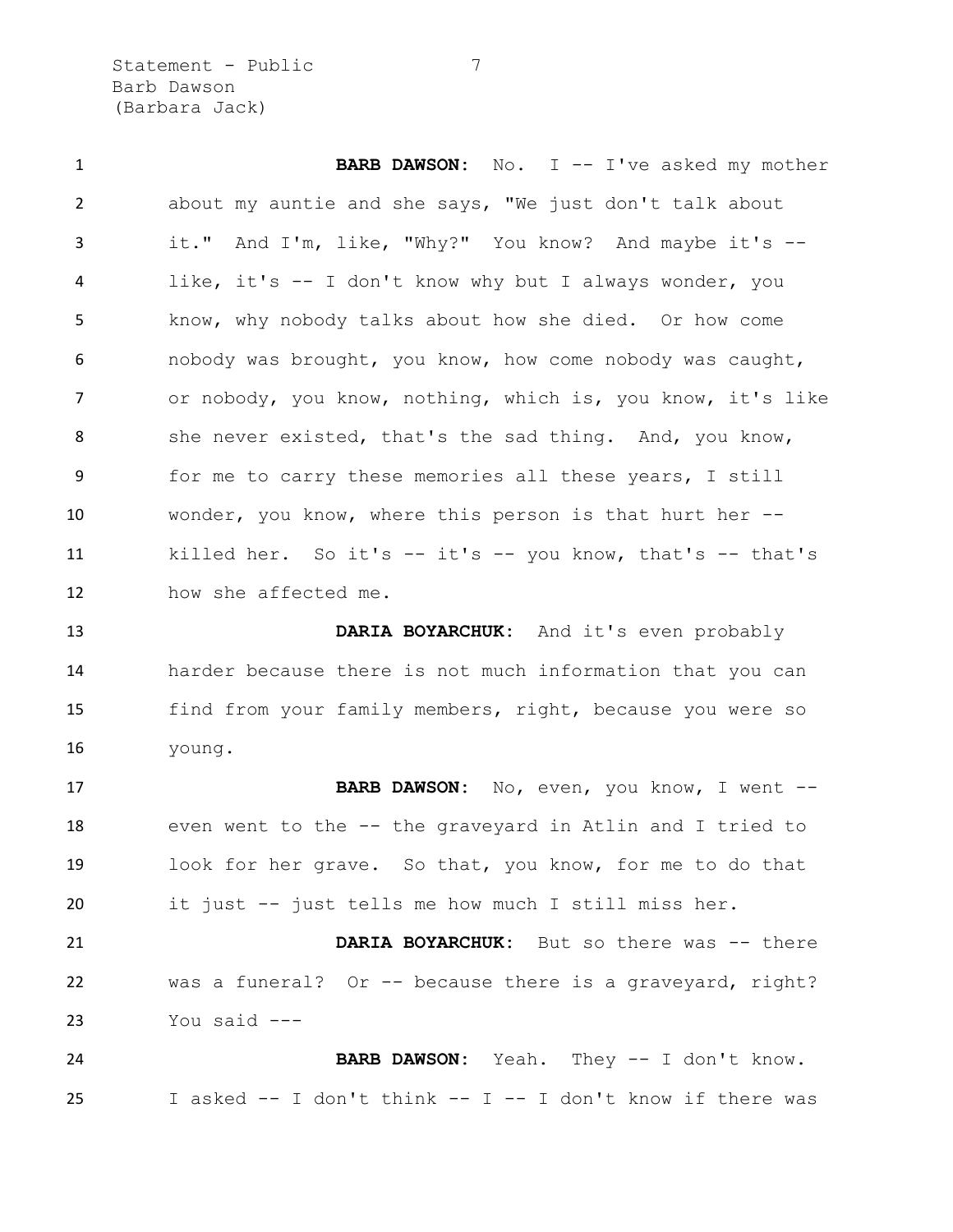**BARB DAWSON:** No. I -- I've asked my mother about my auntie and she says, "We just don't talk about it." And I'm, like, "Why?" You know? And maybe it's -- like, it's -- I don't know why but I always wonder, you know, why nobody talks about how she died. Or how come nobody was brought, you know, how come nobody was caught, or nobody, you know, nothing, which is, you know, it's like she never existed, that's the sad thing. And, you know, for me to carry these memories all these years, I still wonder, you know, where this person is that hurt her -- killed her. So it's -- it's -- you know, that's -- that's how she affected me.

**DARIA BOYARCHUK:** And it's even probably harder because there is not much information that you can find from your family members, right, because you were so young.

**BARB DAWSON:** No, even, you know, I went -- even went to the -- the graveyard in Atlin and I tried to look for her grave. So that, you know, for me to do that it just -- just tells me how much I still miss her.

**DARIA BOYARCHUK:** But so there was -- there was a funeral? Or -- because there is a graveyard, right? You said ---

**BARB DAWSON:** Yeah. They -- I don't know. I asked -- I don't think -- I -- I don't know if there was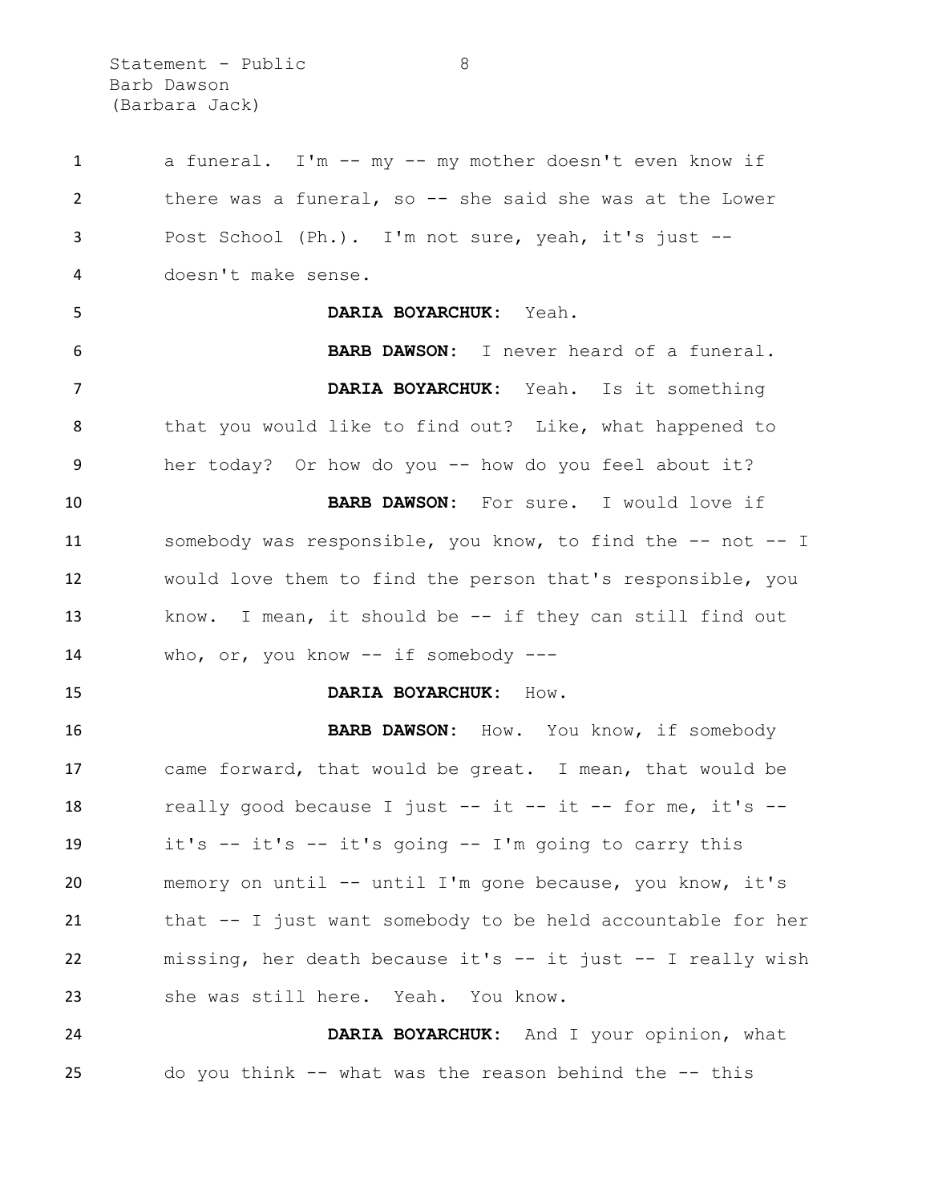a funeral. I'm -- my -- my mother doesn't even know if there was a funeral, so -- she said she was at the Lower Post School (Ph.). I'm not sure, yeah, it's just -- doesn't make sense.

**DARIA BOYARCHUK:** Yeah.

**BARB DAWSON:** I never heard of a funeral.

**DARIA BOYARCHUK:** Yeah. Is it something that you would like to find out? Like, what happened to her today? Or how do you -- how do you feel about it?

**BARB DAWSON:** For sure. I would love if somebody was responsible, you know, to find the -- not -- I would love them to find the person that's responsible, you know. I mean, it should be -- if they can still find out who, or, you know -- if somebody ---

**DARIA BOYARCHUK:** How.

**BARB DAWSON:** How. You know, if somebody came forward, that would be great. I mean, that would be really good because I just -- it -- it -- for me, it's -- it's -- it's -- it's going -- I'm going to carry this memory on until -- until I'm gone because, you know, it's that -- I just want somebody to be held accountable for her missing, her death because it's -- it just -- I really wish she was still here. Yeah. You know.

**DARIA BOYARCHUK:** And I your opinion, what do you think -- what was the reason behind the -- this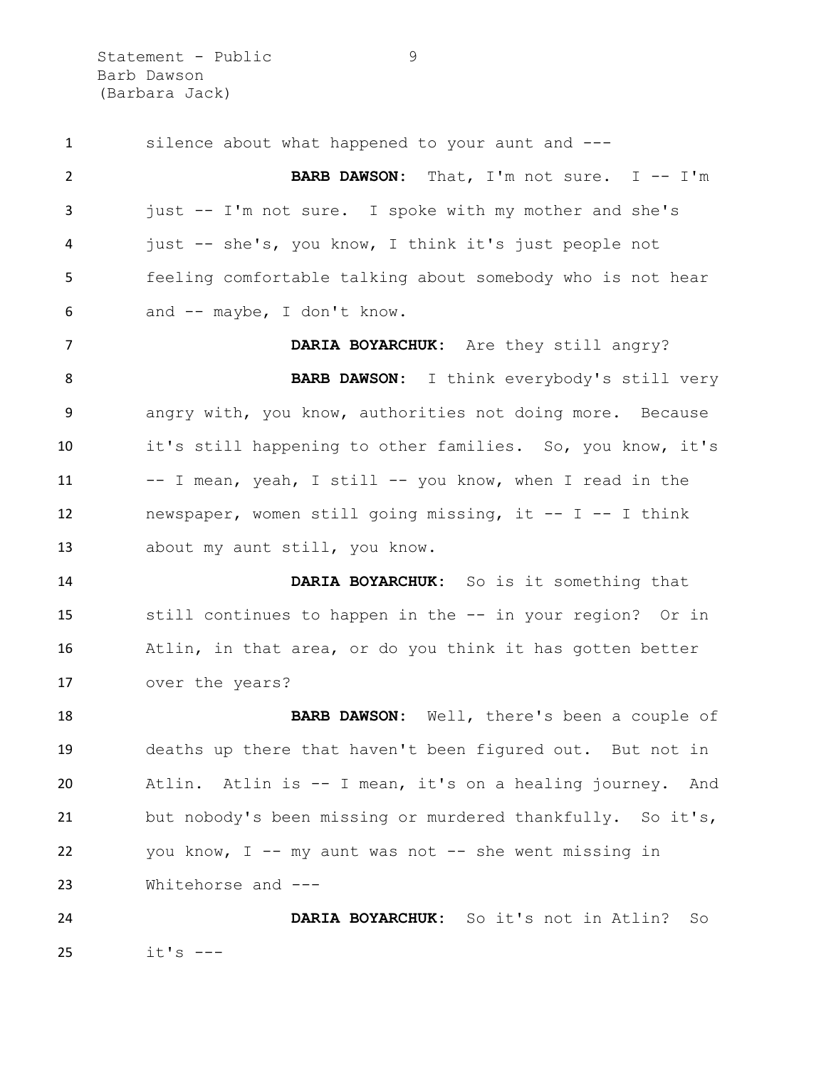silence about what happened to your aunt and ---

**BARB DAWSON:** That, I'm not sure. I -- I'm just -- I'm not sure. I spoke with my mother and she's just -- she's, you know, I think it's just people not feeling comfortable talking about somebody who is not hear and -- maybe, I don't know.

**DARIA BOYARCHUK:** Are they still angry?

**BARB DAWSON:** I think everybody's still very angry with, you know, authorities not doing more. Because it's still happening to other families. So, you know, it's -- I mean, yeah, I still -- you know, when I read in the newspaper, women still going missing, it -- I -- I think about my aunt still, you know.

**DARIA BOYARCHUK:** So is it something that still continues to happen in the -- in your region? Or in Atlin, in that area, or do you think it has gotten better over the years?

**BARB DAWSON:** Well, there's been a couple of deaths up there that haven't been figured out. But not in Atlin. Atlin is -- I mean, it's on a healing journey. And but nobody's been missing or murdered thankfully. So it's, you know, I -- my aunt was not -- she went missing in Whitehorse and ---

**DARIA BOYARCHUK:** So it's not in Atlin? So it's ---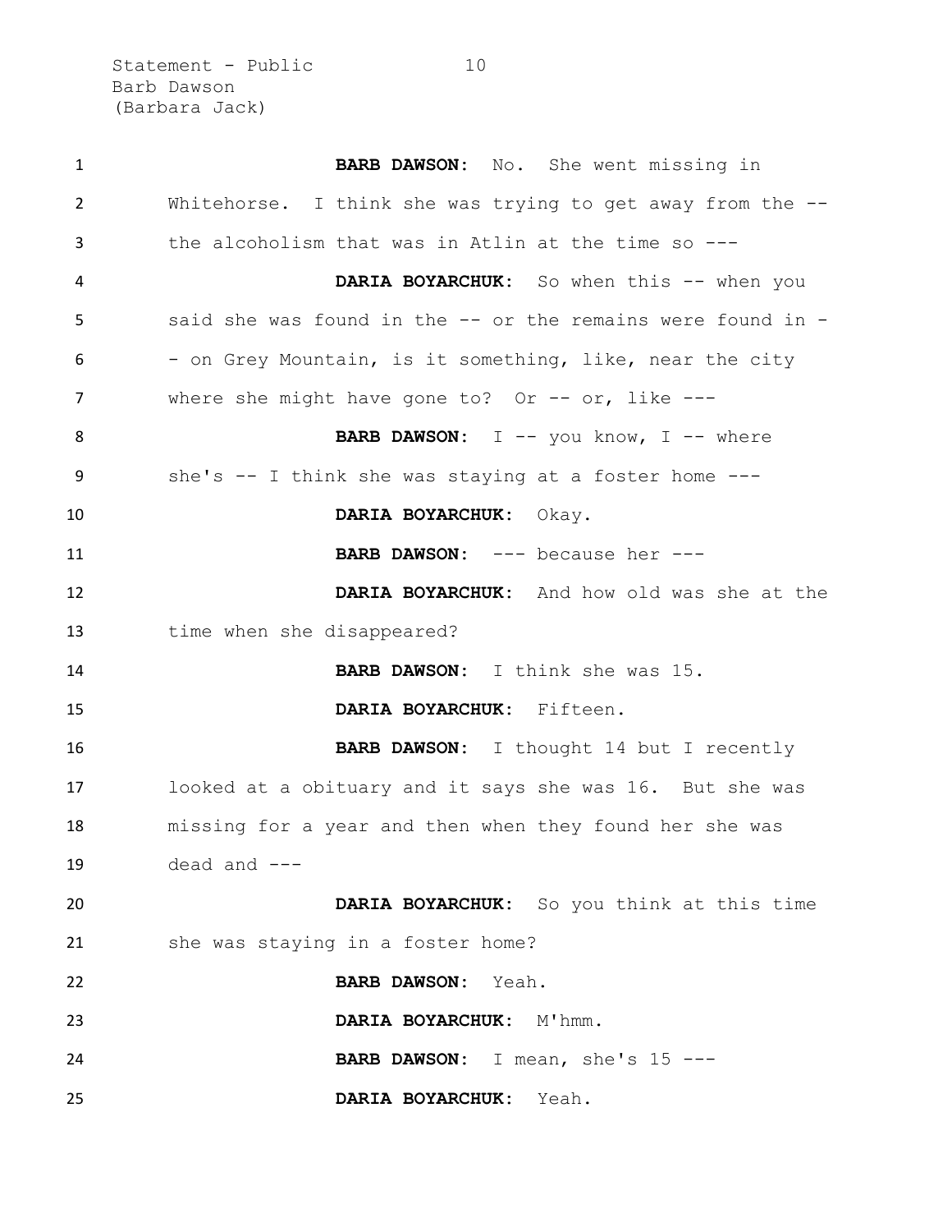**BARB DAWSON:** No. She went missing in Whitehorse. I think she was trying to get away from the -- the alcoholism that was in Atlin at the time so ---

**DARIA BOYARCHUK:** So when this -- when you said she was found in the -- or the remains were found in - - on Grey Mountain, is it something, like, near the city where she might have gone to? Or -- or, like ---

**BARB DAWSON:** I -- you know, I -- where she's -- I think she was staying at a foster home ---

**DARIA BOYARCHUK:** Okay.

**BARB DAWSON:** --- because her ---

**DARIA BOYARCHUK:** And how old was she at the time when she disappeared?

**BARB DAWSON:** I think she was 15.

**DARIA BOYARCHUK:** Fifteen.

**BARB DAWSON:** I thought 14 but I recently looked at a obituary and it says she was 16. But she was missing for a year and then when they found her she was dead and ---

**DARIA BOYARCHUK:** So you think at this time she was staying in a foster home?

**BARB DAWSON:** Yeah.

**DARIA BOYARCHUK:** M'hmm.

**BARB DAWSON:** I mean, she's 15 ---

**DARIA BOYARCHUK:** Yeah.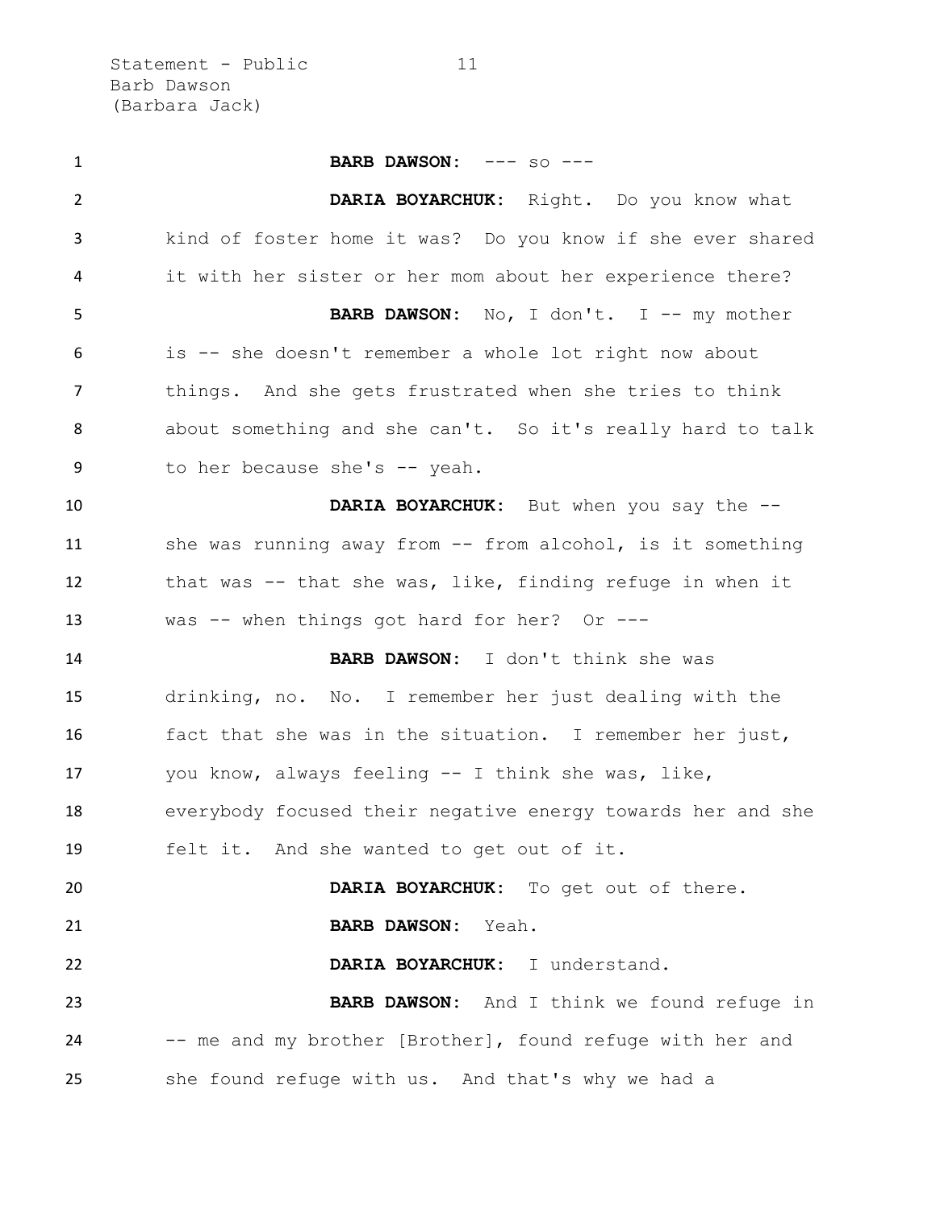**BARB DAWSON:** --- so ---

**DARIA BOYARCHUK:** Right. Do you know what kind of foster home it was? Do you know if she ever shared it with her sister or her mom about her experience there?

**BARB DAWSON:** No, I don't. I -- my mother is -- she doesn't remember a whole lot right now about things. And she gets frustrated when she tries to think about something and she can't. So it's really hard to talk to her because she's -- yeah.

**DARIA BOYARCHUK:** But when you say the -- she was running away from -- from alcohol, is it something that was -- that she was, like, finding refuge in when it was -- when things got hard for her? Or ---

**BARB DAWSON:** I don't think she was drinking, no. No. I remember her just dealing with the fact that she was in the situation. I remember her just, you know, always feeling -- I think she was, like, everybody focused their negative energy towards her and she felt it. And she wanted to get out of it.

**DARIA BOYARCHUK:** To get out of there.

**BARB DAWSON:** Yeah.

**DARIA BOYARCHUK:** I understand.

**BARB DAWSON:** And I think we found refuge in -- me and my brother [Brother], found refuge with her and she found refuge with us. And that's why we had a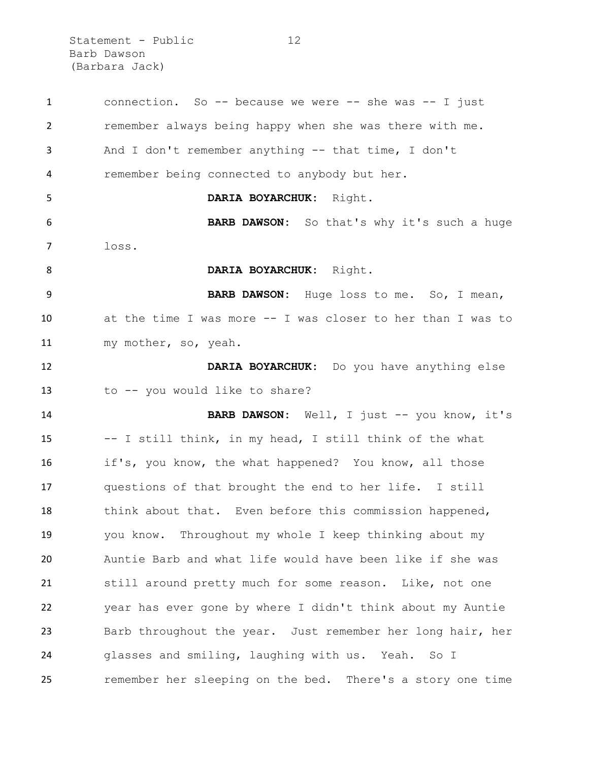connection. So -- because we were -- she was -- I just remember always being happy when she was there with me. And I don't remember anything -- that time, I don't remember being connected to anybody but her.

**DARIA BOYARCHUK:** Right.

**BARB DAWSON:** So that's why it's such a huge loss.

**DARIA BOYARCHUK:** Right.

**BARB DAWSON:** Huge loss to me. So, I mean, at the time I was more -- I was closer to her than I was to my mother, so, yeah.

**DARIA BOYARCHUK:** Do you have anything else to -- you would like to share?

**BARB DAWSON:** Well, I just -- you know, it's -- I still think, in my head, I still think of the what if's, you know, the what happened? You know, all those questions of that brought the end to her life. I still think about that. Even before this commission happened, you know. Throughout my whole I keep thinking about my Auntie Barb and what life would have been like if she was still around pretty much for some reason. Like, not one year has ever gone by where I didn't think about my Auntie Barb throughout the year. Just remember her long hair, her glasses and smiling, laughing with us. Yeah. So I remember her sleeping on the bed. There's a story one time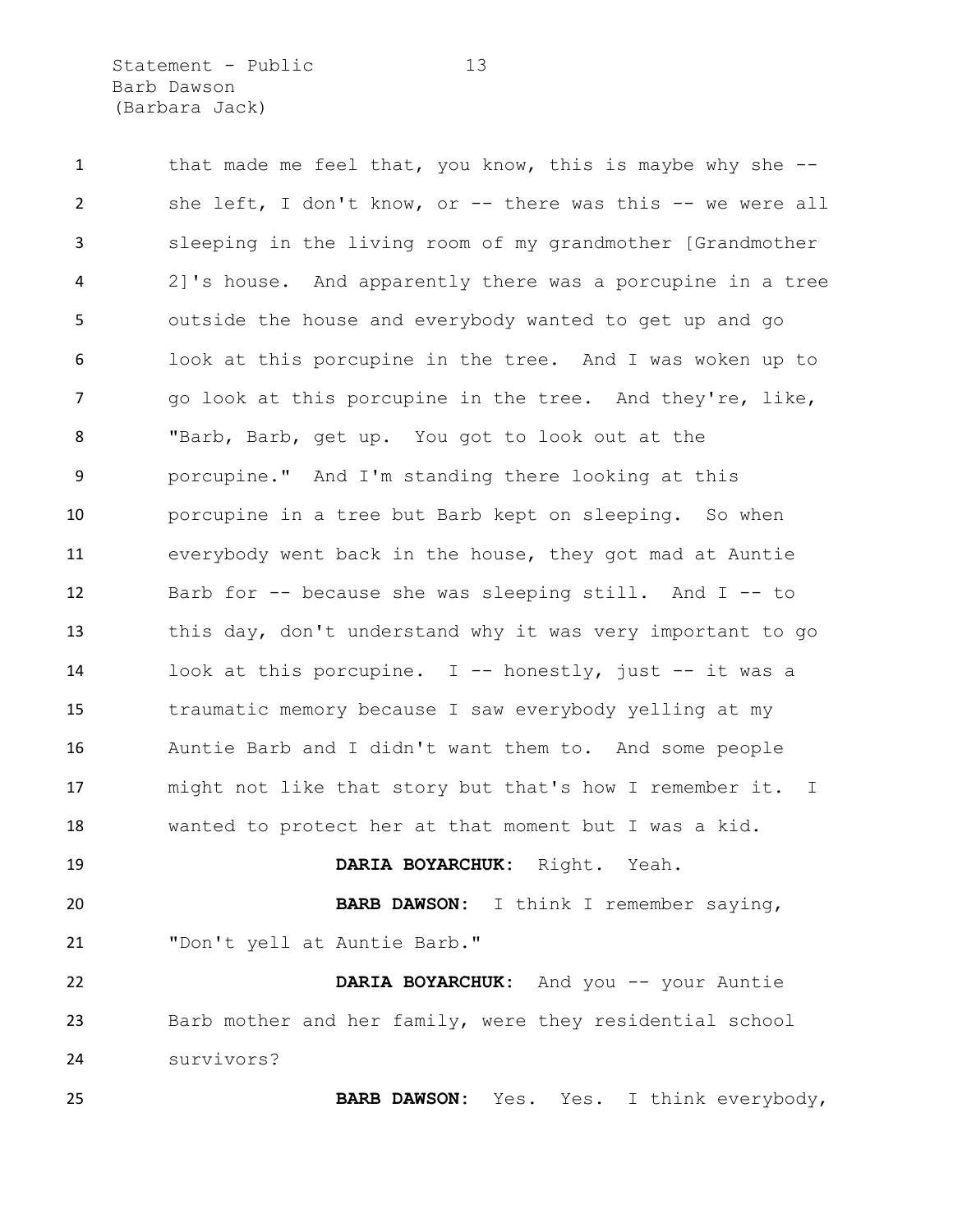that made me feel that, you know, this is maybe why she -- she left, I don't know, or -- there was this -- we were all sleeping in the living room of my grandmother [Grandmother 2]'s house. And apparently there was a porcupine in a tree outside the house and everybody wanted to get up and go look at this porcupine in the tree. And I was woken up to go look at this porcupine in the tree. And they're, like, "Barb, Barb, get up. You got to look out at the porcupine." And I'm standing there looking at this porcupine in a tree but Barb kept on sleeping. So when everybody went back in the house, they got mad at Auntie Barb for -- because she was sleeping still. And I -- to this day, don't understand why it was very important to go look at this porcupine. I -- honestly, just -- it was a traumatic memory because I saw everybody yelling at my Auntie Barb and I didn't want them to. And some people might not like that story but that's how I remember it. I wanted to protect her at that moment but I was a kid.

**DARIA BOYARCHUK:** Right. Yeah.

**BARB DAWSON:** I think I remember saying, "Don't yell at Auntie Barb."

**DARIA BOYARCHUK:** And you -- your Auntie Barb mother and her family, were they residential school survivors?

**BARB DAWSON:** Yes. Yes. I think everybody,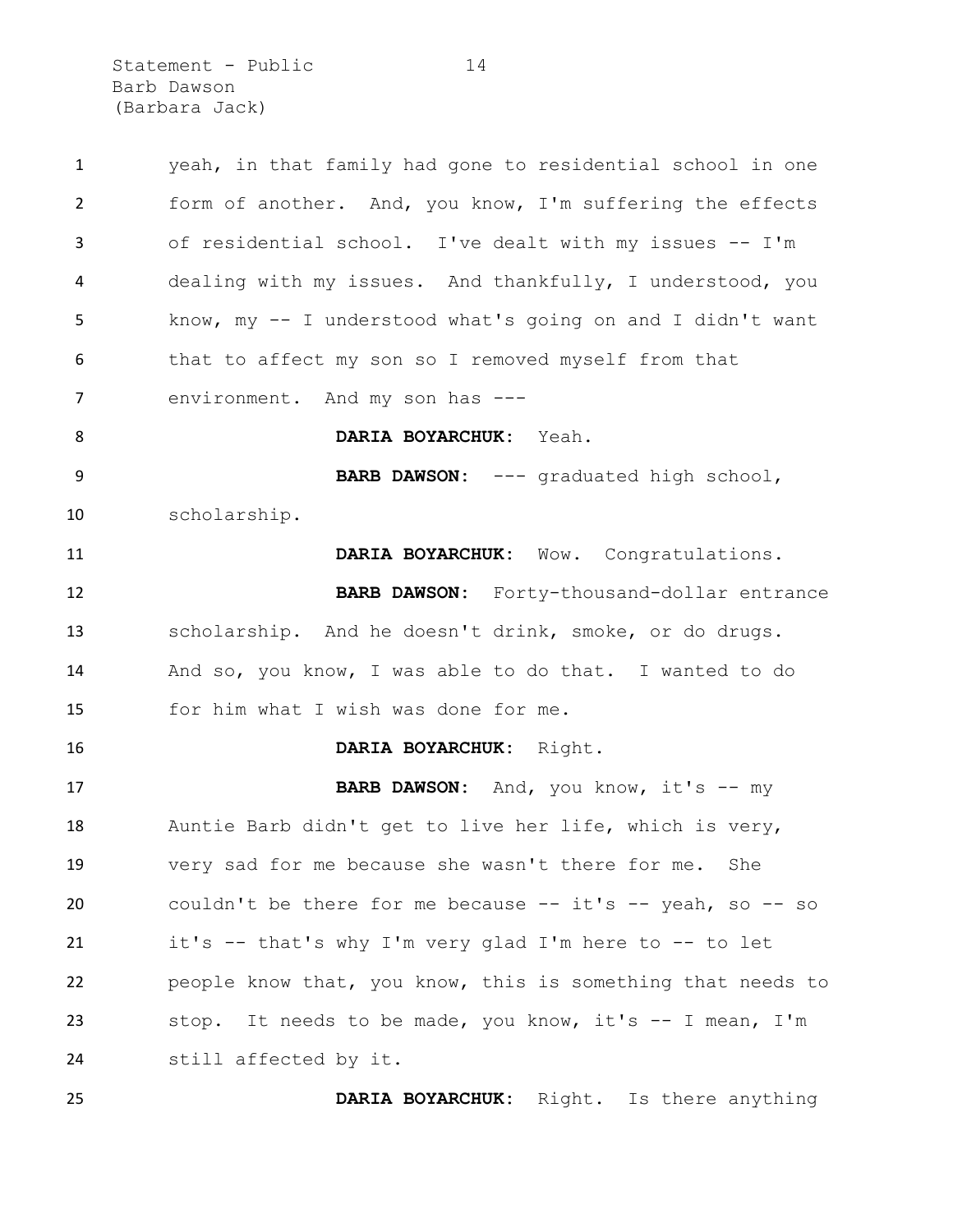yeah, in that family had gone to residential school in one form of another. And, you know, I'm suffering the effects of residential school. I've dealt with my issues -- I'm dealing with my issues. And thankfully, I understood, you know, my -- I understood what's going on and I didn't want that to affect my son so I removed myself from that environment. And my son has ---

**DARIA BOYARCHUK:** Yeah.

**BARB DAWSON:** --- graduated high school, scholarship.

**DARIA BOYARCHUK:** Wow. Congratulations.

**BARB DAWSON:** Forty-thousand-dollar entrance scholarship. And he doesn't drink, smoke, or do drugs. And so, you know, I was able to do that. I wanted to do for him what I wish was done for me.

**DARIA BOYARCHUK:** Right.

**BARB DAWSON:** And, you know, it's -- my Auntie Barb didn't get to live her life, which is very, very sad for me because she wasn't there for me. She couldn't be there for me because -- it's -- yeah, so -- so it's -- that's why I'm very glad I'm here to -- to let people know that, you know, this is something that needs to stop. It needs to be made, you know, it's -- I mean, I'm still affected by it.

**DARIA BOYARCHUK:** Right. Is there anything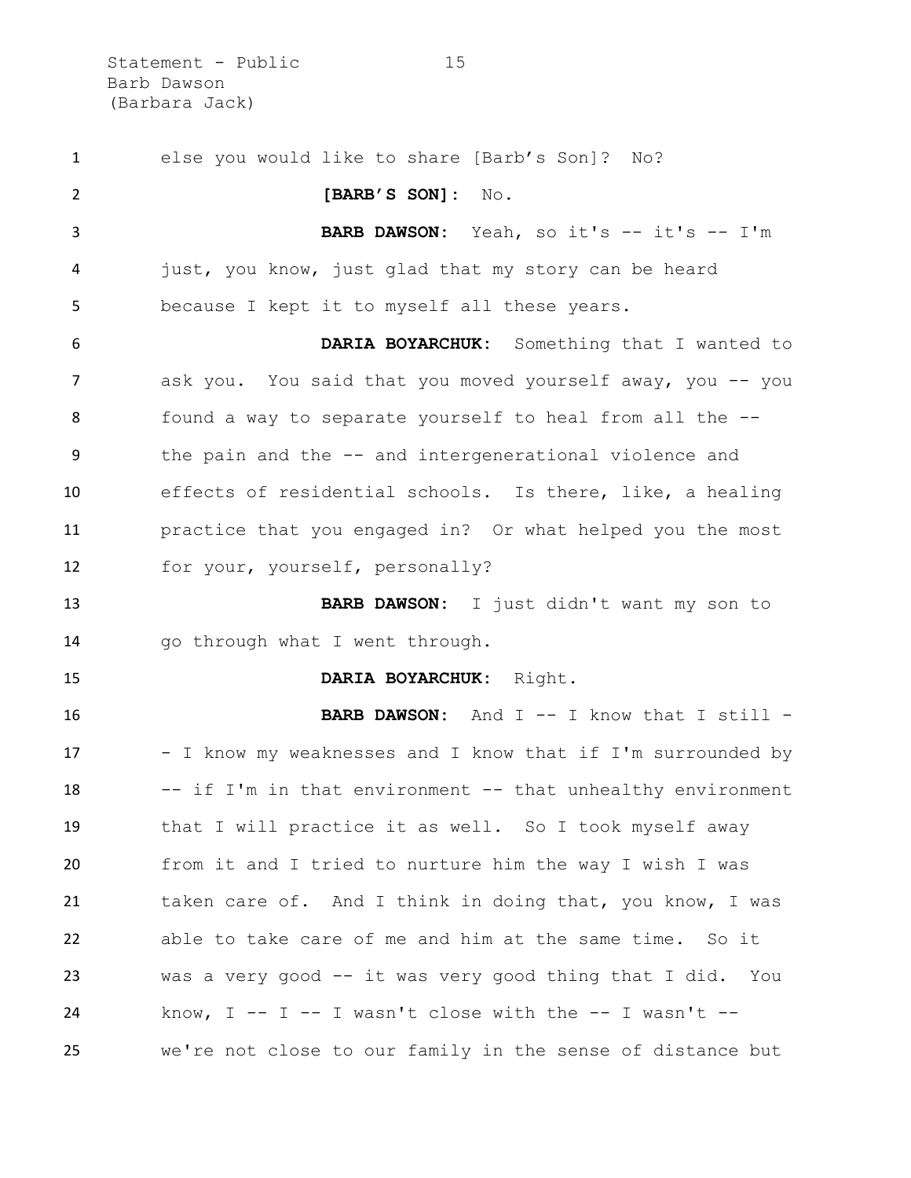else you would like to share [Barb's Son]? No?

**[BARB'S SON]:** No.

**BARB DAWSON:** Yeah, so it's -- it's -- I'm just, you know, just glad that my story can be heard because I kept it to myself all these years.

**DARIA BOYARCHUK:** Something that I wanted to ask you. You said that you moved yourself away, you -- you found a way to separate yourself to heal from all the -- the pain and the -- and intergenerational violence and effects of residential schools. Is there, like, a healing practice that you engaged in? Or what helped you the most for your, yourself, personally?

**BARB DAWSON:** I just didn't want my son to go through what I went through.

**DARIA BOYARCHUK:** Right.

**BARB DAWSON:** And I -- I know that I still -- I know my weaknesses and I know that if I'm surrounded by -- if I'm in that environment -- that unhealthy environment that I will practice it as well. So I took myself away from it and I tried to nurture him the way I wish I was taken care of. And I think in doing that, you know, I was able to take care of me and him at the same time. So it was a very good -- it was very good thing that I did. You know, I -- I -- I wasn't close with the -- I wasn't -- we're not close to our family in the sense of distance but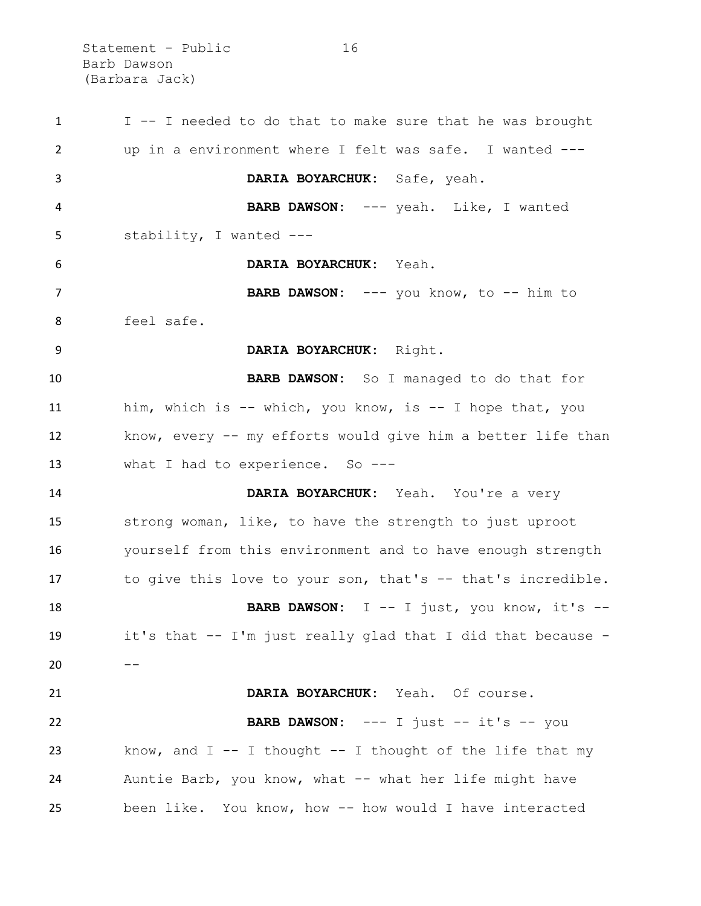I -- I needed to do that to make sure that he was brought up in a environment where I felt was safe. I wanted ---

**DARIA BOYARCHUK:** Safe, yeah.

**BARB DAWSON:** --- yeah. Like, I wanted stability, I wanted ---

**DARIA BOYARCHUK:** Yeah.

**BARB DAWSON:** --- you know, to -- him to feel safe.

**DARIA BOYARCHUK:** Right.

**BARB DAWSON:** So I managed to do that for him, which is -- which, you know, is -- I hope that, you know, every -- my efforts would give him a better life than what I had to experience. So ---

**DARIA BOYARCHUK:** Yeah. You're a very strong woman, like, to have the strength to just uproot yourself from this environment and to have enough strength to give this love to your son, that's -- that's incredible.

**BARB DAWSON:** I -- I just, you know, it's -- it's that -- I'm just really glad that I did that because ---

**DARIA BOYARCHUK:** Yeah. Of course.

**BARB DAWSON:** --- I just -- it's -- you know, and I -- I thought -- I thought of the life that my Auntie Barb, you know, what -- what her life might have been like. You know, how -- how would I have interacted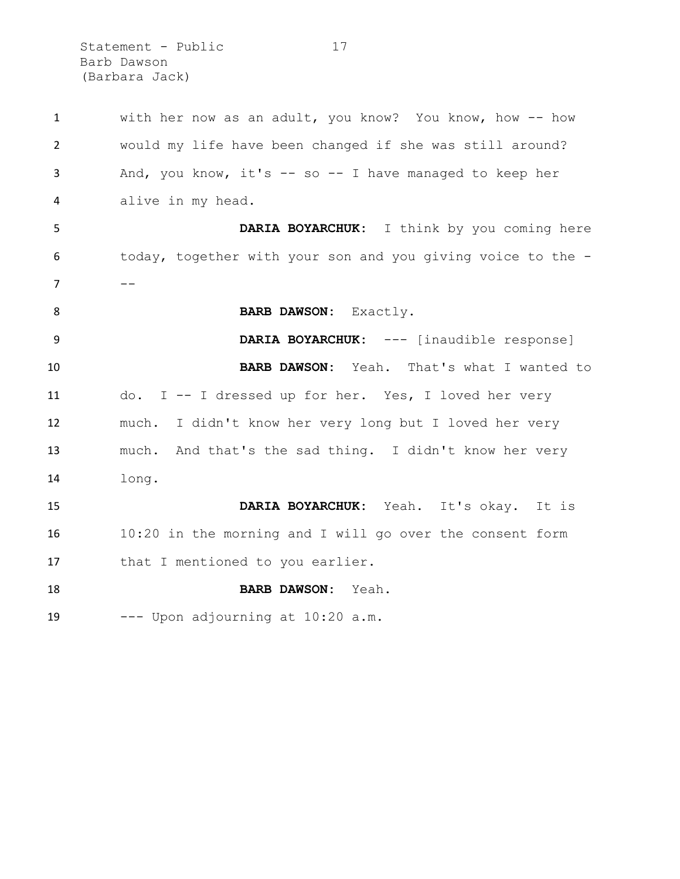with her now as an adult, you know? You know, how -- how would my life have been changed if she was still around? And, you know, it's -- so -- I have managed to keep her alive in my head.

**DARIA BOYARCHUK:** I think by you coming here today, together with your son and you giving voice to the ---

**BARB DAWSON:** Exactly.

**DARIA BOYARCHUK:** --- [inaudible response]

**BARB DAWSON:** Yeah. That's what I wanted to do. I -- I dressed up for her. Yes, I loved her very much. I didn't know her very long but I loved her very much. And that's the sad thing. I didn't know her very long.

**DARIA BOYARCHUK:** Yeah. It's okay. It is 10:20 in the morning and I will go over the consent form that I mentioned to you earlier.

**BARB DAWSON:** Yeah.

--- Upon adjourning at 10:20 a.m.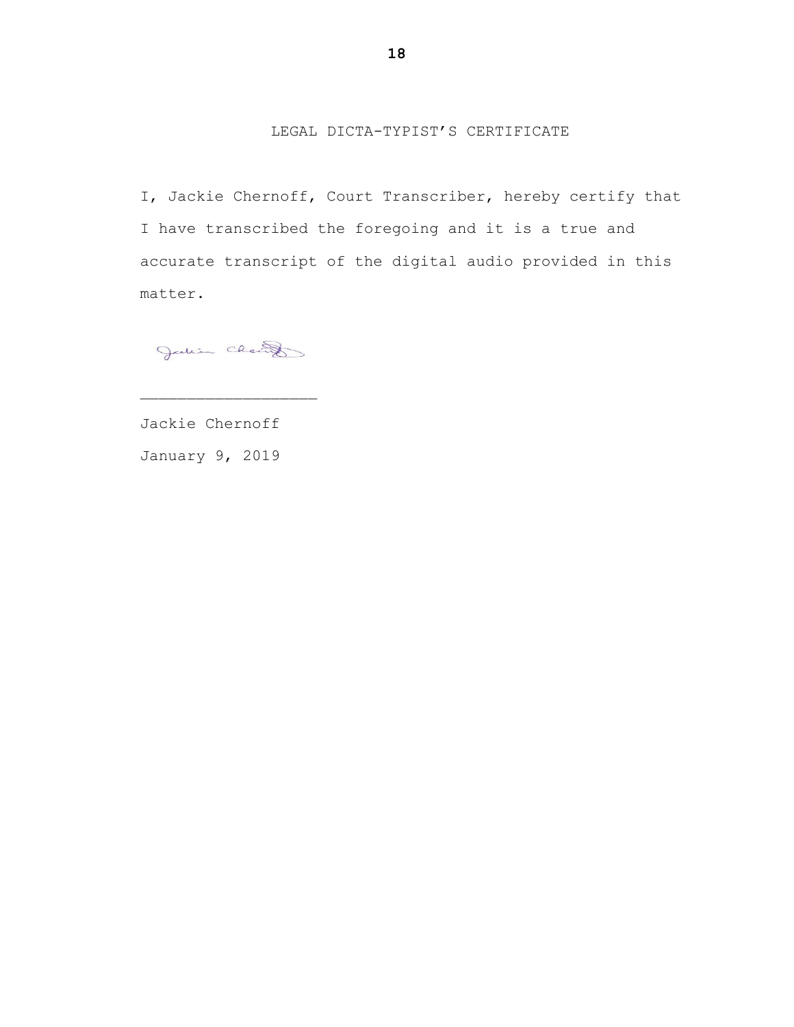LEGAL DICTA-TYPIST'S CERTIFICATE

I, Jackie Chernoff, Court Transcriber, hereby certify that I have transcribed the foregoing and it is a true and accurate transcript of the digital audio provided in this matter.

\_\_\_\_\_\_\_\_\_\_\_\_\_\_\_\_\_\_\_

Jackie Chernoff

January 9, 2019